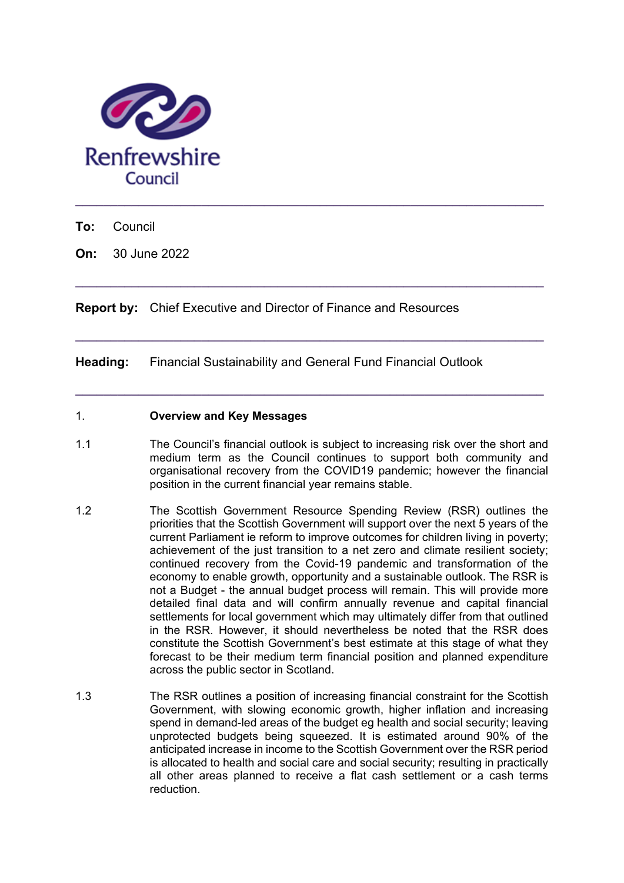Renfrewshire Council

---

**To:** Council

**On:** 30 June 2022

---

**Report by:** Chief Executive and Director of Finance and Resources

---

**Heading:** Financial Sustainability and General Fund Financial Outlook

---

## 1. Overview and Key Messages

1.1 The Council's financial outlook is subject to increasing risk over the short and medium term as the Council continues to support both community and organisational recovery from the COVID19 pandemic; however the financial position in the current financial year remains stable.

1.2 The Scottish Government Resource Spending Review (RSR) outlines the priorities that the Scottish Government will support over the next 5 years of the current Parliament ie reform to improve outcomes for children living in poverty; achievement of the just transition to a net zero and climate resilient society; continued recovery from the Covid-19 pandemic and transformation of the economy to enable growth, opportunity and a sustainable outlook. The RSR is not a Budget - the annual budget process will remain. This will provide more detailed final data and will confirm annually revenue and capital financial settlements for local government which may ultimately differ from that outlined in the RSR. However, it should nevertheless be noted that the RSR does constitute the Scottish Government's best estimate at this stage of what they forecast to be their medium term financial position and planned expenditure across the public sector in Scotland.

1.3 The RSR outlines a position of increasing financial constraint for the Scottish Government, with slowing economic growth, higher inflation and increasing spend in demand-led areas of the budget eg health and social security; leaving unprotected budgets being squeezed. It is estimated around 90% of the anticipated increase in income to the Scottish Government over the RSR period is allocated to health and social care and social security; resulting in practically all other areas planned to receive a flat cash settlement or a cash terms reduction.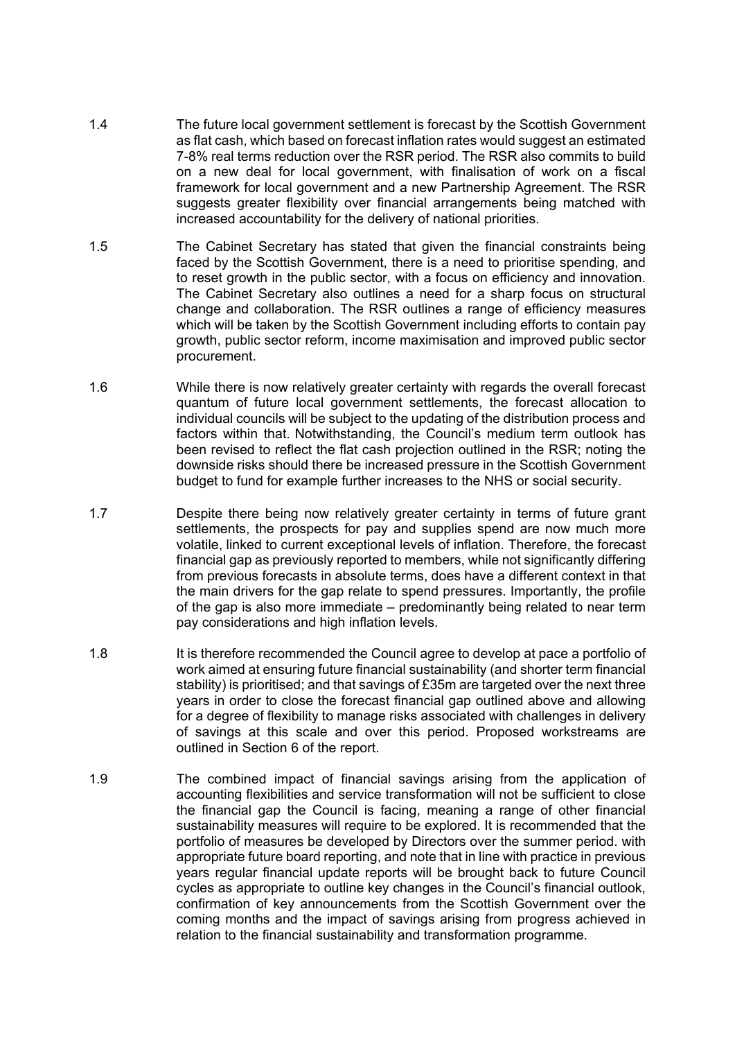1.4 The future local government settlement is forecast by the Scottish Government as flat cash, which based on forecast inflation rates would suggest an estimated 7-8% real terms reduction over the RSR period. The RSR also commits to build on a new deal for local government, with finalisation of work on a fiscal framework for local government and a new Partnership Agreement. The RSR suggests greater flexibility over financial arrangements being matched with increased accountability for the delivery of national priorities.

1.5 The Cabinet Secretary has stated that given the financial constraints being faced by the Scottish Government, there is a need to prioritise spending, and to reset growth in the public sector, with a focus on efficiency and innovation. The Cabinet Secretary also outlines a need for a sharp focus on structural change and collaboration. The RSR outlines a range of efficiency measures which will be taken by the Scottish Government including efforts to contain pay growth, public sector reform, income maximisation and improved public sector procurement.

1.6 While there is now relatively greater certainty with regards the overall forecast quantum of future local government settlements, the forecast allocation to individual councils will be subject to the updating of the distribution process and factors within that. Notwithstanding, the Council's medium term outlook has been revised to reflect the flat cash projection outlined in the RSR; noting the downside risks should there be increased pressure in the Scottish Government budget to fund for example further increases to the NHS or social security.

1.7 Despite there being now relatively greater certainty in terms of future grant settlements, the prospects for pay and supplies spend are now much more volatile, linked to current exceptional levels of inflation. Therefore, the forecast financial gap as previously reported to members, while not significantly differing from previous forecasts in absolute terms, does have a different context in that the main drivers for the gap relate to spend pressures. Importantly, the profile of the gap is also more immediate – predominantly being related to near term pay considerations and high inflation levels.

1.8 It is therefore recommended the Council agree to develop at pace a portfolio of work aimed at ensuring future financial sustainability (and shorter term financial stability) is prioritised; and that savings of £35m are targeted over the next three years in order to close the forecast financial gap outlined above and allowing for a degree of flexibility to manage risks associated with challenges in delivery of savings at this scale and over this period. Proposed workstreams are outlined in Section 6 of the report.

1.9 The combined impact of financial savings arising from the application of accounting flexibilities and service transformation will not be sufficient to close the financial gap the Council is facing, meaning a range of other financial sustainability measures will require to be explored. It is recommended that the portfolio of measures be developed by Directors over the summer period. with appropriate future board reporting, and note that in line with practice in previous years regular financial update reports will be brought back to future Council cycles as appropriate to outline key changes in the Council's financial outlook, confirmation of key announcements from the Scottish Government over the coming months and the impact of savings arising from progress achieved in relation to the financial sustainability and transformation programme.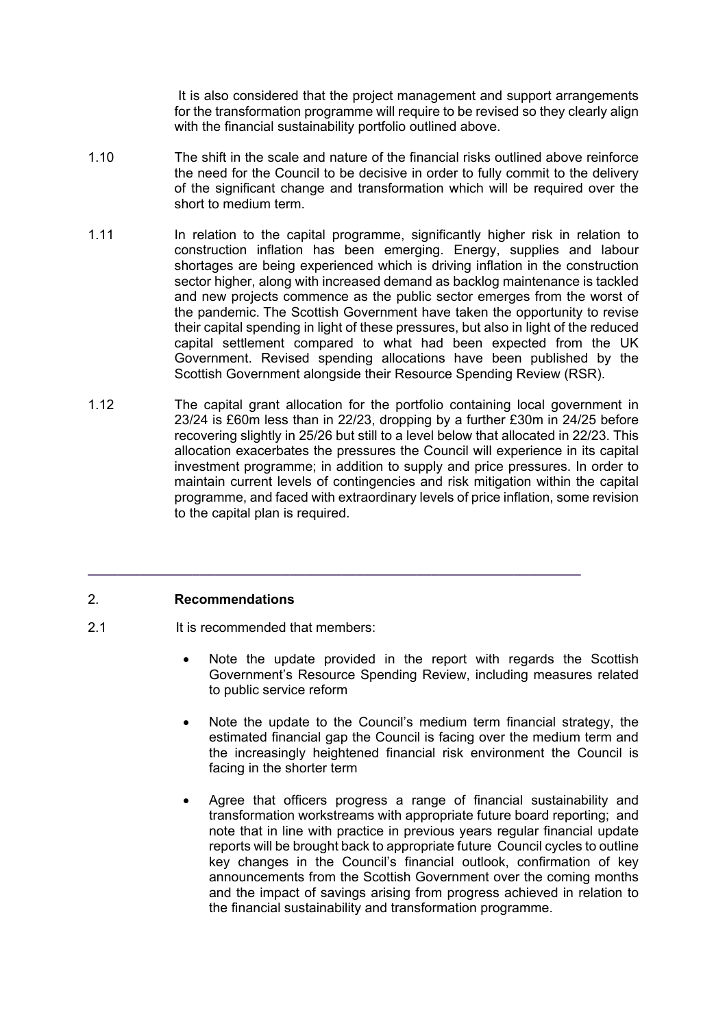It is also considered that the project management and support arrangements for the transformation programme will require to be revised so they clearly align with the financial sustainability portfolio outlined above.

1.10 The shift in the scale and nature of the financial risks outlined above reinforce the need for the Council to be decisive in order to fully commit to the delivery of the significant change and transformation which will be required over the short to medium term.

1.11 In relation to the capital programme, significantly higher risk in relation to construction inflation has been emerging. Energy, supplies and labour shortages are being experienced which is driving inflation in the construction sector higher, along with increased demand as backlog maintenance is tackled and new projects commence as the public sector emerges from the worst of the pandemic. The Scottish Government have taken the opportunity to revise their capital spending in light of these pressures, but also in light of the reduced capital settlement compared to what had been expected from the UK Government. Revised spending allocations have been published by the Scottish Government alongside their Resource Spending Review (RSR).

1.12 The capital grant allocation for the portfolio containing local government in 23/24 is £60m less than in 22/23, dropping by a further £30m in 24/25 before recovering slightly in 25/26 but still to a level below that allocated in 22/23. This allocation exacerbates the pressures the Council will experience in its capital investment programme; in addition to supply and price pressures. In order to maintain current levels of contingencies and risk mitigation within the capital programme, and faced with extraordinary levels of price inflation, some revision to the capital plan is required.

---

## 2. Recommendations

2.1 It is recommended that members:

- Note the update provided in the report with regards the Scottish Government's Resource Spending Review, including measures related to public service reform
- Note the update to the Council's medium term financial strategy, the estimated financial gap the Council is facing over the medium term and the increasingly heightened financial risk environment the Council is facing in the shorter term
- Agree that officers progress a range of financial sustainability and transformation workstreams with appropriate future board reporting; and note that in line with practice in previous years regular financial update reports will be brought back to appropriate future Council cycles to outline key changes in the Council's financial outlook, confirmation of key announcements from the Scottish Government over the coming months and the impact of savings arising from progress achieved in relation to the financial sustainability and transformation programme.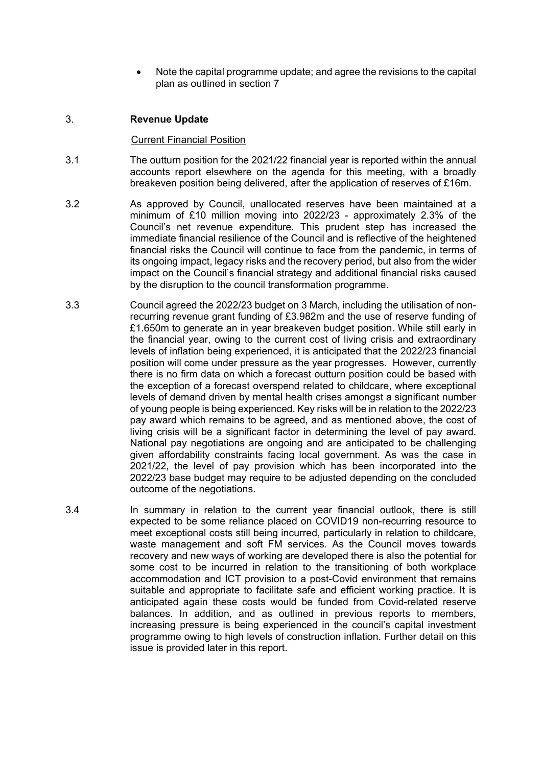- Note the capital programme update; and agree the revisions to the capital plan as outlined in section 7

## 3. Revenue Update

Current Financial Position

3.1 The outturn position for the 2021/22 financial year is reported within the annual accounts report elsewhere on the agenda for this meeting, with a broadly breakeven position being delivered, after the application of reserves of £16m.

3.2 As approved by Council, unallocated reserves have been maintained at a minimum of £10 million moving into 2022/23 - approximately 2.3% of the Council's net revenue expenditure. This prudent step has increased the immediate financial resilience of the Council and is reflective of the heightened financial risks the Council will continue to face from the pandemic, in terms of its ongoing impact, legacy risks and the recovery period, but also from the wider impact on the Council's financial strategy and additional financial risks caused by the disruption to the council transformation programme.

3.3 Council agreed the 2022/23 budget on 3 March, including the utilisation of non-recurring revenue grant funding of £3.982m and the use of reserve funding of £1.650m to generate an in year breakeven budget position. While still early in the financial year, owing to the current cost of living crisis and extraordinary levels of inflation being experienced, it is anticipated that the 2022/23 financial position will come under pressure as the year progresses. However, currently there is no firm data on which a forecast outturn position could be based with the exception of a forecast overspend related to childcare, where exceptional levels of demand driven by mental health crises amongst a significant number of young people is being experienced. Key risks will be in relation to the 2022/23 pay award which remains to be agreed, and as mentioned above, the cost of living crisis will be a significant factor in determining the level of pay award. National pay negotiations are ongoing and are anticipated to be challenging given affordability constraints facing local government. As was the case in 2021/22, the level of pay provision which has been incorporated into the 2022/23 base budget may require to be adjusted depending on the concluded outcome of the negotiations.

3.4 In summary in relation to the current year financial outlook, there is still expected to be some reliance placed on COVID19 non-recurring resource to meet exceptional costs still being incurred, particularly in relation to childcare, waste management and soft FM services. As the Council moves towards recovery and new ways of working are developed there is also the potential for some cost to be incurred in relation to the transitioning of both workplace accommodation and ICT provision to a post-Covid environment that remains suitable and appropriate to facilitate safe and efficient working practice. It is anticipated again these costs would be funded from Covid-related reserve balances. In addition, and as outlined in previous reports to members, increasing pressure is being experienced in the council's capital investment programme owing to high levels of construction inflation. Further detail on this issue is provided later in this report.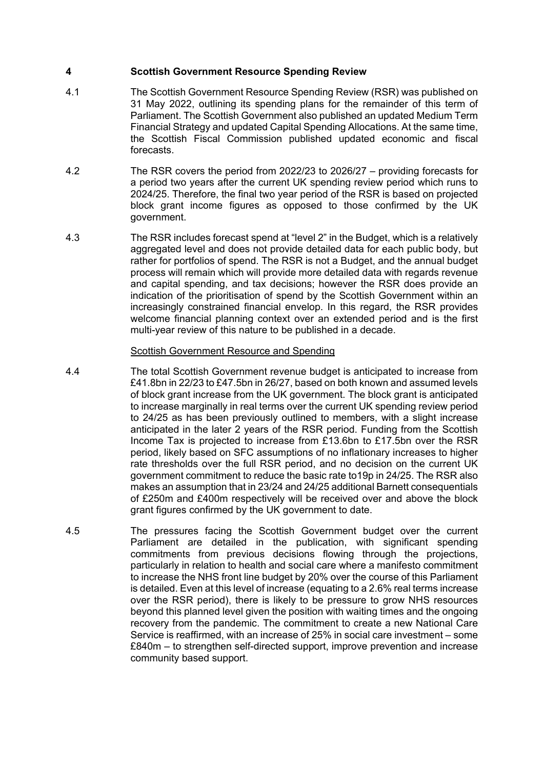## 4 Scottish Government Resource Spending Review

4.1 The Scottish Government Resource Spending Review (RSR) was published on 31 May 2022, outlining its spending plans for the remainder of this term of Parliament. The Scottish Government also published an updated Medium Term Financial Strategy and updated Capital Spending Allocations. At the same time, the Scottish Fiscal Commission published updated economic and fiscal forecasts.

4.2 The RSR covers the period from 2022/23 to 2026/27 – providing forecasts for a period two years after the current UK spending review period which runs to 2024/25. Therefore, the final two year period of the RSR is based on projected block grant income figures as opposed to those confirmed by the UK government.

4.3 The RSR includes forecast spend at "level 2" in the Budget, which is a relatively aggregated level and does not provide detailed data for each public body, but rather for portfolios of spend. The RSR is not a Budget, and the annual budget process will remain which will provide more detailed data with regards revenue and capital spending, and tax decisions; however the RSR does provide an indication of the prioritisation of spend by the Scottish Government within an increasingly constrained financial envelop. In this regard, the RSR provides welcome financial planning context over an extended period and is the first multi-year review of this nature to be published in a decade.

<u>Scottish Government Resource and Spending</u>

4.4 The total Scottish Government revenue budget is anticipated to increase from £41.8bn in 22/23 to £47.5bn in 26/27, based on both known and assumed levels of block grant increase from the UK government. The block grant is anticipated to increase marginally in real terms over the current UK spending review period to 24/25 as has been previously outlined to members, with a slight increase anticipated in the later 2 years of the RSR period. Funding from the Scottish Income Tax is projected to increase from £13.6bn to £17.5bn over the RSR period, likely based on SFC assumptions of no inflationary increases to higher rate thresholds over the full RSR period, and no decision on the current UK government commitment to reduce the basic rate to19p in 24/25. The RSR also makes an assumption that in 23/24 and 24/25 additional Barnett consequentials of £250m and £400m respectively will be received over and above the block grant figures confirmed by the UK government to date.

4.5 The pressures facing the Scottish Government budget over the current Parliament are detailed in the publication, with significant spending commitments from previous decisions flowing through the projections, particularly in relation to health and social care where a manifesto commitment to increase the NHS front line budget by 20% over the course of this Parliament is detailed. Even at this level of increase (equating to a 2.6% real terms increase over the RSR period), there is likely to be pressure to grow NHS resources beyond this planned level given the position with waiting times and the ongoing recovery from the pandemic. The commitment to create a new National Care Service is reaffirmed, with an increase of 25% in social care investment – some £840m – to strengthen self-directed support, improve prevention and increase community based support.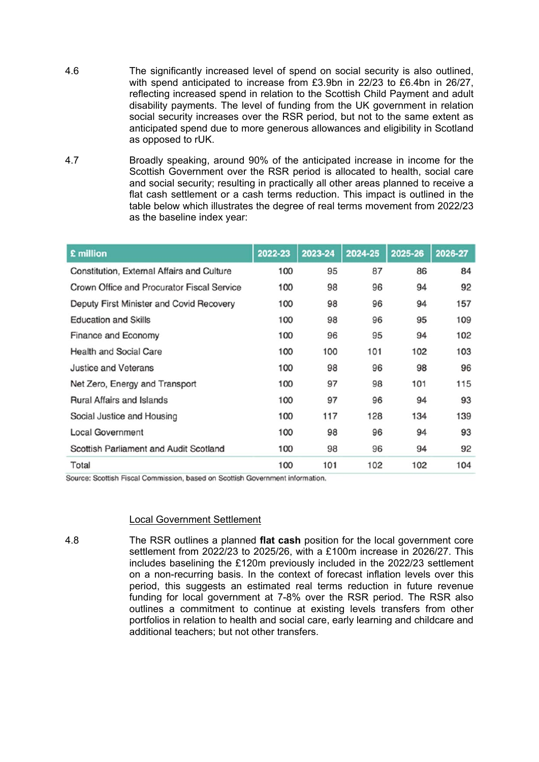4.6 The significantly increased level of spend on social security is also outlined, with spend anticipated to increase from £3.9bn in 22/23 to £6.4bn in 26/27, reflecting increased spend in relation to the Scottish Child Payment and adult disability payments. The level of funding from the UK government in relation social security increases over the RSR period, but not to the same extent as anticipated spend due to more generous allowances and eligibility in Scotland as opposed to rUK.

4.7 Broadly speaking, around 90% of the anticipated increase in income for the Scottish Government over the RSR period is allocated to health, social care and social security; resulting in practically all other areas planned to receive a flat cash settlement or a cash terms reduction. This impact is outlined in the table below which illustrates the degree of real terms movement from 2022/23 as the baseline index year:

| £ million | 2022-23 | 2023-24 | 2024-25 | 2025-26 | 2026-27 |
|---|---|---|---|---|---|
| Constitution, External Affairs and Culture | 100 | 95 | 87 | 86 | 84 |
| Crown Office and Procurator Fiscal Service | 100 | 98 | 96 | 94 | 92 |
| Deputy First Minister and Covid Recovery | 100 | 98 | 96 | 94 | 157 |
| Education and Skills | 100 | 98 | 96 | 95 | 109 |
| Finance and Economy | 100 | 96 | 95 | 94 | 102 |
| Health and Social Care | 100 | 100 | 101 | 102 | 103 |
| Justice and Veterans | 100 | 98 | 96 | 98 | 96 |
| Net Zero, Energy and Transport | 100 | 97 | 98 | 101 | 115 |
| Rural Affairs and Islands | 100 | 97 | 96 | 94 | 93 |
| Social Justice and Housing | 100 | 117 | 128 | 134 | 139 |
| Local Government | 100 | 98 | 96 | 94 | 93 |
| Scottish Parliament and Audit Scotland | 100 | 98 | 96 | 94 | 92 |
| Total | 100 | 101 | 102 | 102 | 104 |

Source: Scottish Fiscal Commission, based on Scottish Government information.

<u>Local Government Settlement</u>

4.8 The RSR outlines a planned **flat cash** position for the local government core settlement from 2022/23 to 2025/26, with a £100m increase in 2026/27. This includes baselining the £120m previously included in the 2022/23 settlement on a non-recurring basis. In the context of forecast inflation levels over this period, this suggests an estimated real terms reduction in future revenue funding for local government at 7-8% over the RSR period. The RSR also outlines a commitment to continue at existing levels transfers from other portfolios in relation to health and social care, early learning and childcare and additional teachers; but not other transfers.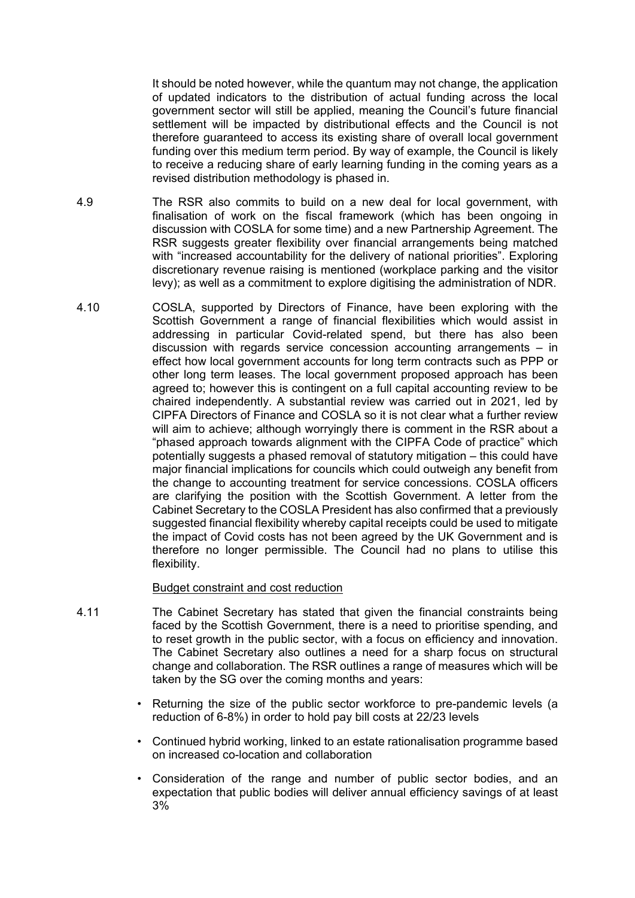It should be noted however, while the quantum may not change, the application of updated indicators to the distribution of actual funding across the local government sector will still be applied, meaning the Council's future financial settlement will be impacted by distributional effects and the Council is not therefore guaranteed to access its existing share of overall local government funding over this medium term period. By way of example, the Council is likely to receive a reducing share of early learning funding in the coming years as a revised distribution methodology is phased in.

4.9 The RSR also commits to build on a new deal for local government, with finalisation of work on the fiscal framework (which has been ongoing in discussion with COSLA for some time) and a new Partnership Agreement. The RSR suggests greater flexibility over financial arrangements being matched with "increased accountability for the delivery of national priorities". Exploring discretionary revenue raising is mentioned (workplace parking and the visitor levy); as well as a commitment to explore digitising the administration of NDR.

4.10 COSLA, supported by Directors of Finance, have been exploring with the Scottish Government a range of financial flexibilities which would assist in addressing in particular Covid-related spend, but there has also been discussion with regards service concession accounting arrangements – in effect how local government accounts for long term contracts such as PPP or other long term leases. The local government proposed approach has been agreed to; however this is contingent on a full capital accounting review to be chaired independently. A substantial review was carried out in 2021, led by CIPFA Directors of Finance and COSLA so it is not clear what a further review will aim to achieve; although worryingly there is comment in the RSR about a "phased approach towards alignment with the CIPFA Code of practice" which potentially suggests a phased removal of statutory mitigation – this could have major financial implications for councils which could outweigh any benefit from the change to accounting treatment for service concessions. COSLA officers are clarifying the position with the Scottish Government. A letter from the Cabinet Secretary to the COSLA President has also confirmed that a previously suggested financial flexibility whereby capital receipts could be used to mitigate the impact of Covid costs has not been agreed by the UK Government and is therefore no longer permissible. The Council had no plans to utilise this flexibility.

Budget constraint and cost reduction

4.11 The Cabinet Secretary has stated that given the financial constraints being faced by the Scottish Government, there is a need to prioritise spending, and to reset growth in the public sector, with a focus on efficiency and innovation. The Cabinet Secretary also outlines a need for a sharp focus on structural change and collaboration. The RSR outlines a range of measures which will be taken by the SG over the coming months and years:

- Returning the size of the public sector workforce to pre-pandemic levels (a reduction of 6-8%) in order to hold pay bill costs at 22/23 levels
- Continued hybrid working, linked to an estate rationalisation programme based on increased co-location and collaboration
- Consideration of the range and number of public sector bodies, and an expectation that public bodies will deliver annual efficiency savings of at least 3%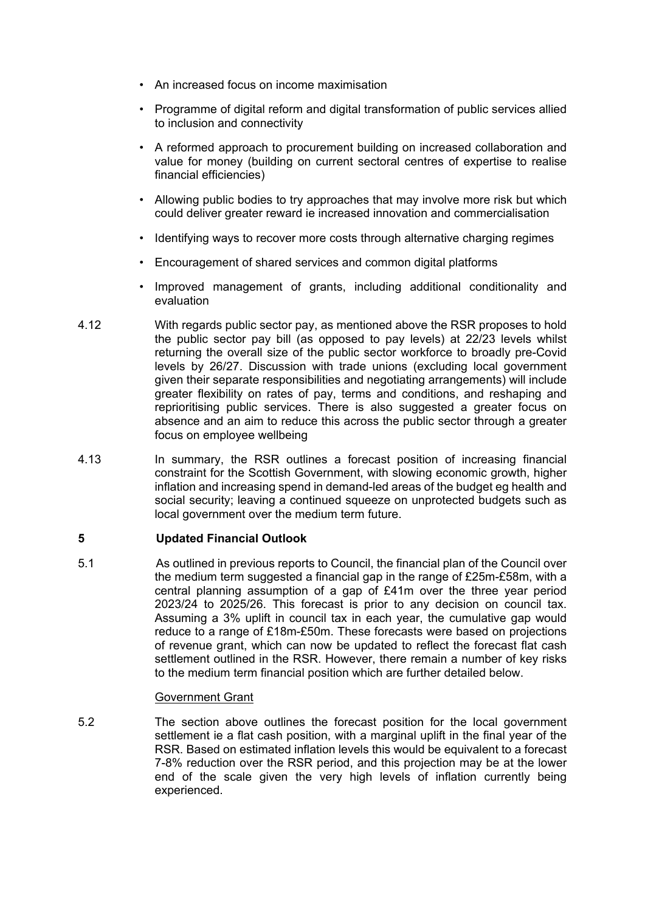- An increased focus on income maximisation
- Programme of digital reform and digital transformation of public services allied to inclusion and connectivity
- A reformed approach to procurement building on increased collaboration and value for money (building on current sectoral centres of expertise to realise financial efficiencies)
- Allowing public bodies to try approaches that may involve more risk but which could deliver greater reward ie increased innovation and commercialisation
- Identifying ways to recover more costs through alternative charging regimes
- Encouragement of shared services and common digital platforms
- Improved management of grants, including additional conditionality and evaluation

4.12 With regards public sector pay, as mentioned above the RSR proposes to hold the public sector pay bill (as opposed to pay levels) at 22/23 levels whilst returning the overall size of the public sector workforce to broadly pre-Covid levels by 26/27. Discussion with trade unions (excluding local government given their separate responsibilities and negotiating arrangements) will include greater flexibility on rates of pay, terms and conditions, and reshaping and reprioritising public services. There is also suggested a greater focus on absence and an aim to reduce this across the public sector through a greater focus on employee wellbeing

4.13 In summary, the RSR outlines a forecast position of increasing financial constraint for the Scottish Government, with slowing economic growth, higher inflation and increasing spend in demand-led areas of the budget eg health and social security; leaving a continued squeeze on unprotected budgets such as local government over the medium term future.

## 5 Updated Financial Outlook

5.1 As outlined in previous reports to Council, the financial plan of the Council over the medium term suggested a financial gap in the range of £25m-£58m, with a central planning assumption of a gap of £41m over the three year period 2023/24 to 2025/26. This forecast is prior to any decision on council tax. Assuming a 3% uplift in council tax in each year, the cumulative gap would reduce to a range of £18m-£50m. These forecasts were based on projections of revenue grant, which can now be updated to reflect the forecast flat cash settlement outlined in the RSR. However, there remain a number of key risks to the medium term financial position which are further detailed below.

Government Grant

5.2 The section above outlines the forecast position for the local government settlement ie a flat cash position, with a marginal uplift in the final year of the RSR. Based on estimated inflation levels this would be equivalent to a forecast 7-8% reduction over the RSR period, and this projection may be at the lower end of the scale given the very high levels of inflation currently being experienced.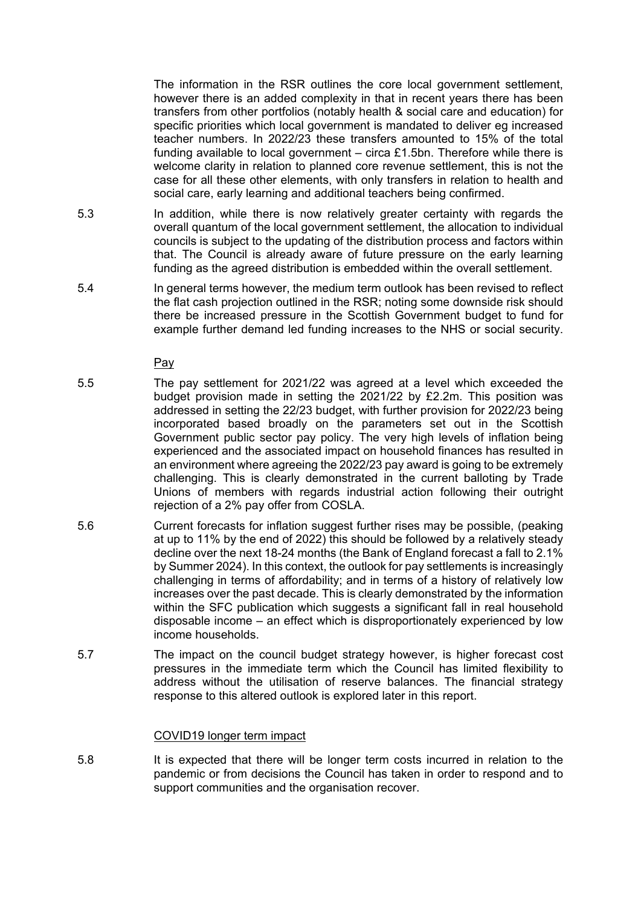The information in the RSR outlines the core local government settlement, however there is an added complexity in that in recent years there has been transfers from other portfolios (notably health & social care and education) for specific priorities which local government is mandated to deliver eg increased teacher numbers. In 2022/23 these transfers amounted to 15% of the total funding available to local government – circa £1.5bn. Therefore while there is welcome clarity in relation to planned core revenue settlement, this is not the case for all these other elements, with only transfers in relation to health and social care, early learning and additional teachers being confirmed.

5.3 In addition, while there is now relatively greater certainty with regards the overall quantum of the local government settlement, the allocation to individual councils is subject to the updating of the distribution process and factors within that. The Council is already aware of future pressure on the early learning funding as the agreed distribution is embedded within the overall settlement.

5.4 In general terms however, the medium term outlook has been revised to reflect the flat cash projection outlined in the RSR; noting some downside risk should there be increased pressure in the Scottish Government budget to fund for example further demand led funding increases to the NHS or social security.

<u>Pay</u>

5.5 The pay settlement for 2021/22 was agreed at a level which exceeded the budget provision made in setting the 2021/22 by £2.2m. This position was addressed in setting the 22/23 budget, with further provision for 2022/23 being incorporated based broadly on the parameters set out in the Scottish Government public sector pay policy. The very high levels of inflation being experienced and the associated impact on household finances has resulted in an environment where agreeing the 2022/23 pay award is going to be extremely challenging. This is clearly demonstrated in the current balloting by Trade Unions of members with regards industrial action following their outright rejection of a 2% pay offer from COSLA.

5.6 Current forecasts for inflation suggest further rises may be possible, (peaking at up to 11% by the end of 2022) this should be followed by a relatively steady decline over the next 18-24 months (the Bank of England forecast a fall to 2.1% by Summer 2024). In this context, the outlook for pay settlements is increasingly challenging in terms of affordability; and in terms of a history of relatively low increases over the past decade. This is clearly demonstrated by the information within the SFC publication which suggests a significant fall in real household disposable income – an effect which is disproportionately experienced by low income households.

5.7 The impact on the council budget strategy however, is higher forecast cost pressures in the immediate term which the Council has limited flexibility to address without the utilisation of reserve balances. The financial strategy response to this altered outlook is explored later in this report.

<u>COVID19 longer term impact</u>

5.8 It is expected that there will be longer term costs incurred in relation to the pandemic or from decisions the Council has taken in order to respond and to support communities and the organisation recover.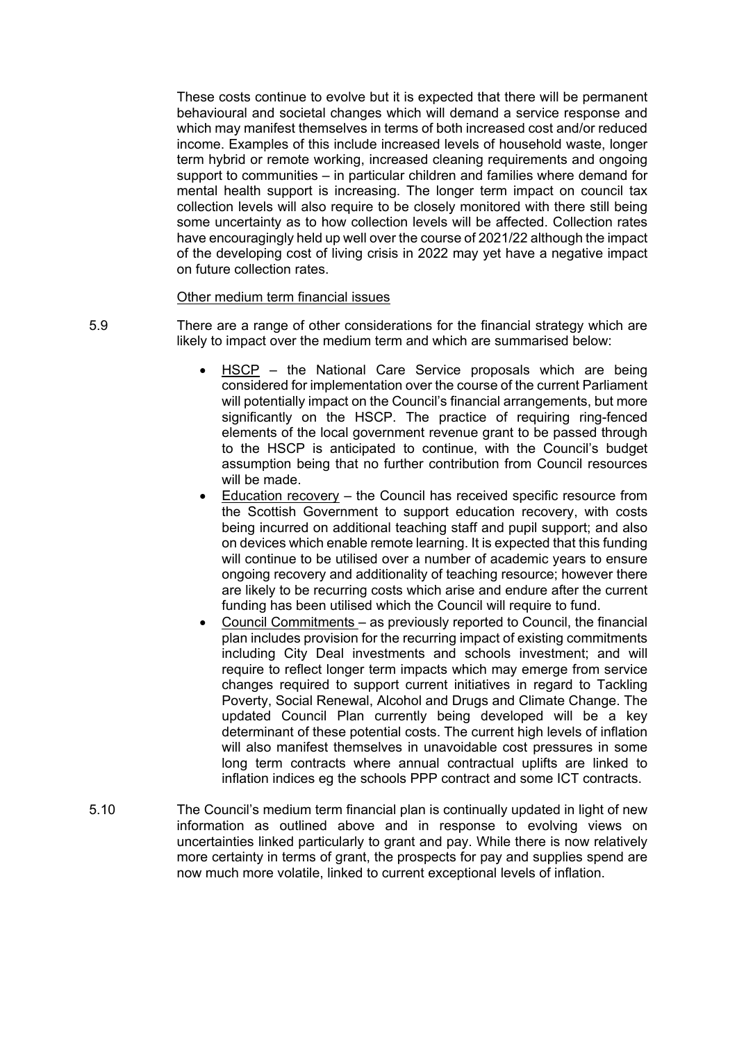These costs continue to evolve but it is expected that there will be permanent behavioural and societal changes which will demand a service response and which may manifest themselves in terms of both increased cost and/or reduced income. Examples of this include increased levels of household waste, longer term hybrid or remote working, increased cleaning requirements and ongoing support to communities – in particular children and families where demand for mental health support is increasing. The longer term impact on council tax collection levels will also require to be closely monitored with there still being some uncertainty as to how collection levels will be affected. Collection rates have encouragingly held up well over the course of 2021/22 although the impact of the developing cost of living crisis in 2022 may yet have a negative impact on future collection rates.

Other medium term financial issues

5.9 There are a range of other considerations for the financial strategy which are likely to impact over the medium term and which are summarised below:

- HSCP – the National Care Service proposals which are being considered for implementation over the course of the current Parliament will potentially impact on the Council's financial arrangements, but more significantly on the HSCP. The practice of requiring ring-fenced elements of the local government revenue grant to be passed through to the HSCP is anticipated to continue, with the Council's budget assumption being that no further contribution from Council resources will be made.
- Education recovery – the Council has received specific resource from the Scottish Government to support education recovery, with costs being incurred on additional teaching staff and pupil support; and also on devices which enable remote learning. It is expected that this funding will continue to be utilised over a number of academic years to ensure ongoing recovery and additionality of teaching resource; however there are likely to be recurring costs which arise and endure after the current funding has been utilised which the Council will require to fund.
- Council Commitments – as previously reported to Council, the financial plan includes provision for the recurring impact of existing commitments including City Deal investments and schools investment; and will require to reflect longer term impacts which may emerge from service changes required to support current initiatives in regard to Tackling Poverty, Social Renewal, Alcohol and Drugs and Climate Change. The updated Council Plan currently being developed will be a key determinant of these potential costs. The current high levels of inflation will also manifest themselves in unavoidable cost pressures in some long term contracts where annual contractual uplifts are linked to inflation indices eg the schools PPP contract and some ICT contracts.

5.10 The Council's medium term financial plan is continually updated in light of new information as outlined above and in response to evolving views on uncertainties linked particularly to grant and pay. While there is now relatively more certainty in terms of grant, the prospects for pay and supplies spend are now much more volatile, linked to current exceptional levels of inflation.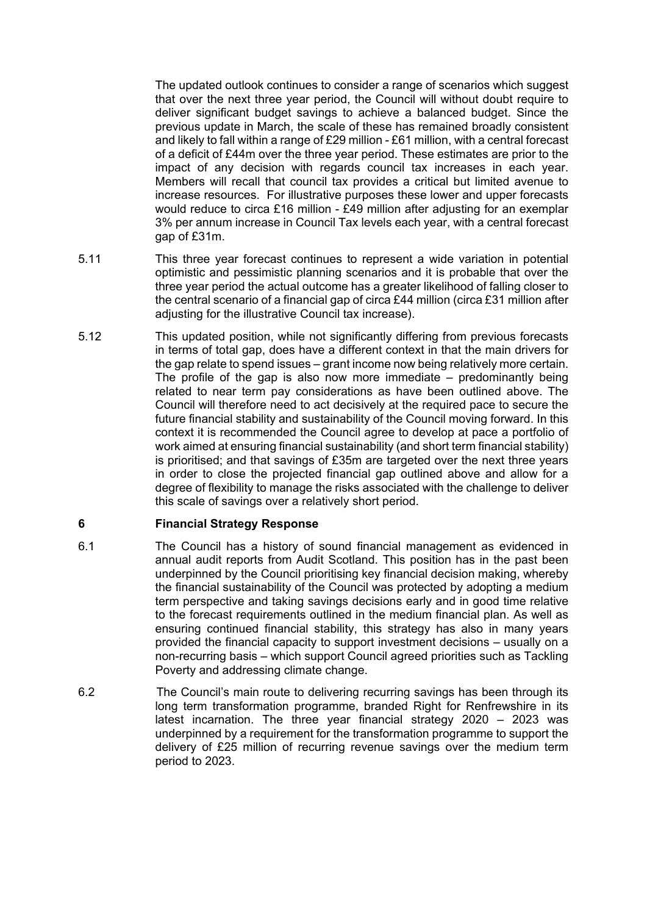The updated outlook continues to consider a range of scenarios which suggest that over the next three year period, the Council will without doubt require to deliver significant budget savings to achieve a balanced budget. Since the previous update in March, the scale of these has remained broadly consistent and likely to fall within a range of £29 million - £61 million, with a central forecast of a deficit of £44m over the three year period. These estimates are prior to the impact of any decision with regards council tax increases in each year. Members will recall that council tax provides a critical but limited avenue to increase resources. For illustrative purposes these lower and upper forecasts would reduce to circa £16 million - £49 million after adjusting for an exemplar 3% per annum increase in Council Tax levels each year, with a central forecast gap of £31m.

5.11 This three year forecast continues to represent a wide variation in potential optimistic and pessimistic planning scenarios and it is probable that over the three year period the actual outcome has a greater likelihood of falling closer to the central scenario of a financial gap of circa £44 million (circa £31 million after adjusting for the illustrative Council tax increase).

5.12 This updated position, while not significantly differing from previous forecasts in terms of total gap, does have a different context in that the main drivers for the gap relate to spend issues – grant income now being relatively more certain. The profile of the gap is also now more immediate – predominantly being related to near term pay considerations as have been outlined above. The Council will therefore need to act decisively at the required pace to secure the future financial stability and sustainability of the Council moving forward. In this context it is recommended the Council agree to develop at pace a portfolio of work aimed at ensuring financial sustainability (and short term financial stability) is prioritised; and that savings of £35m are targeted over the next three years in order to close the projected financial gap outlined above and allow for a degree of flexibility to manage the risks associated with the challenge to deliver this scale of savings over a relatively short period.

## 6 Financial Strategy Response

6.1 The Council has a history of sound financial management as evidenced in annual audit reports from Audit Scotland. This position has in the past been underpinned by the Council prioritising key financial decision making, whereby the financial sustainability of the Council was protected by adopting a medium term perspective and taking savings decisions early and in good time relative to the forecast requirements outlined in the medium financial plan. As well as ensuring continued financial stability, this strategy has also in many years provided the financial capacity to support investment decisions – usually on a non-recurring basis – which support Council agreed priorities such as Tackling Poverty and addressing climate change.

6.2 The Council's main route to delivering recurring savings has been through its long term transformation programme, branded Right for Renfrewshire in its latest incarnation. The three year financial strategy 2020 – 2023 was underpinned by a requirement for the transformation programme to support the delivery of £25 million of recurring revenue savings over the medium term period to 2023.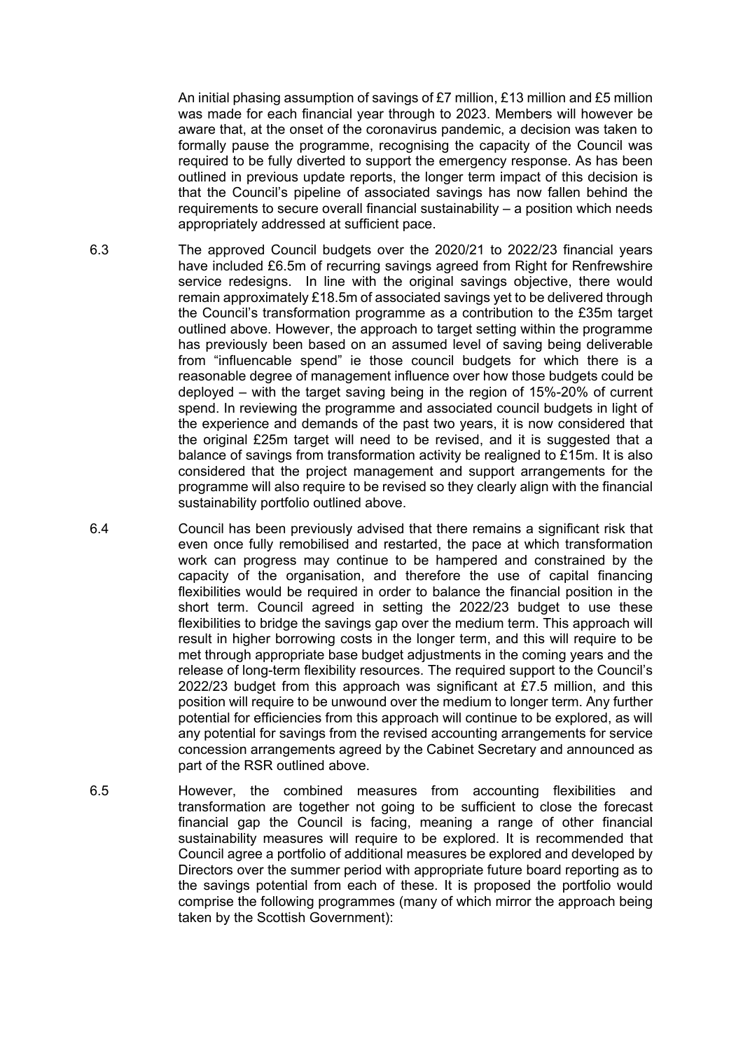An initial phasing assumption of savings of £7 million, £13 million and £5 million was made for each financial year through to 2023. Members will however be aware that, at the onset of the coronavirus pandemic, a decision was taken to formally pause the programme, recognising the capacity of the Council was required to be fully diverted to support the emergency response. As has been outlined in previous update reports, the longer term impact of this decision is that the Council's pipeline of associated savings has now fallen behind the requirements to secure overall financial sustainability – a position which needs appropriately addressed at sufficient pace.

6.3 The approved Council budgets over the 2020/21 to 2022/23 financial years have included £6.5m of recurring savings agreed from Right for Renfrewshire service redesigns. In line with the original savings objective, there would remain approximately £18.5m of associated savings yet to be delivered through the Council's transformation programme as a contribution to the £35m target outlined above. However, the approach to target setting within the programme has previously been based on an assumed level of saving being deliverable from "influencable spend" ie those council budgets for which there is a reasonable degree of management influence over how those budgets could be deployed – with the target saving being in the region of 15%-20% of current spend. In reviewing the programme and associated council budgets in light of the experience and demands of the past two years, it is now considered that the original £25m target will need to be revised, and it is suggested that a balance of savings from transformation activity be realigned to £15m. It is also considered that the project management and support arrangements for the programme will also require to be revised so they clearly align with the financial sustainability portfolio outlined above.

6.4 Council has been previously advised that there remains a significant risk that even once fully remobilised and restarted, the pace at which transformation work can progress may continue to be hampered and constrained by the capacity of the organisation, and therefore the use of capital financing flexibilities would be required in order to balance the financial position in the short term. Council agreed in setting the 2022/23 budget to use these flexibilities to bridge the savings gap over the medium term. This approach will result in higher borrowing costs in the longer term, and this will require to be met through appropriate base budget adjustments in the coming years and the release of long-term flexibility resources. The required support to the Council's 2022/23 budget from this approach was significant at £7.5 million, and this position will require to be unwound over the medium to longer term. Any further potential for efficiencies from this approach will continue to be explored, as will any potential for savings from the revised accounting arrangements for service concession arrangements agreed by the Cabinet Secretary and announced as part of the RSR outlined above.

6.5 However, the combined measures from accounting flexibilities and transformation are together not going to be sufficient to close the forecast financial gap the Council is facing, meaning a range of other financial sustainability measures will require to be explored. It is recommended that Council agree a portfolio of additional measures be explored and developed by Directors over the summer period with appropriate future board reporting as to the savings potential from each of these. It is proposed the portfolio would comprise the following programmes (many of which mirror the approach being taken by the Scottish Government):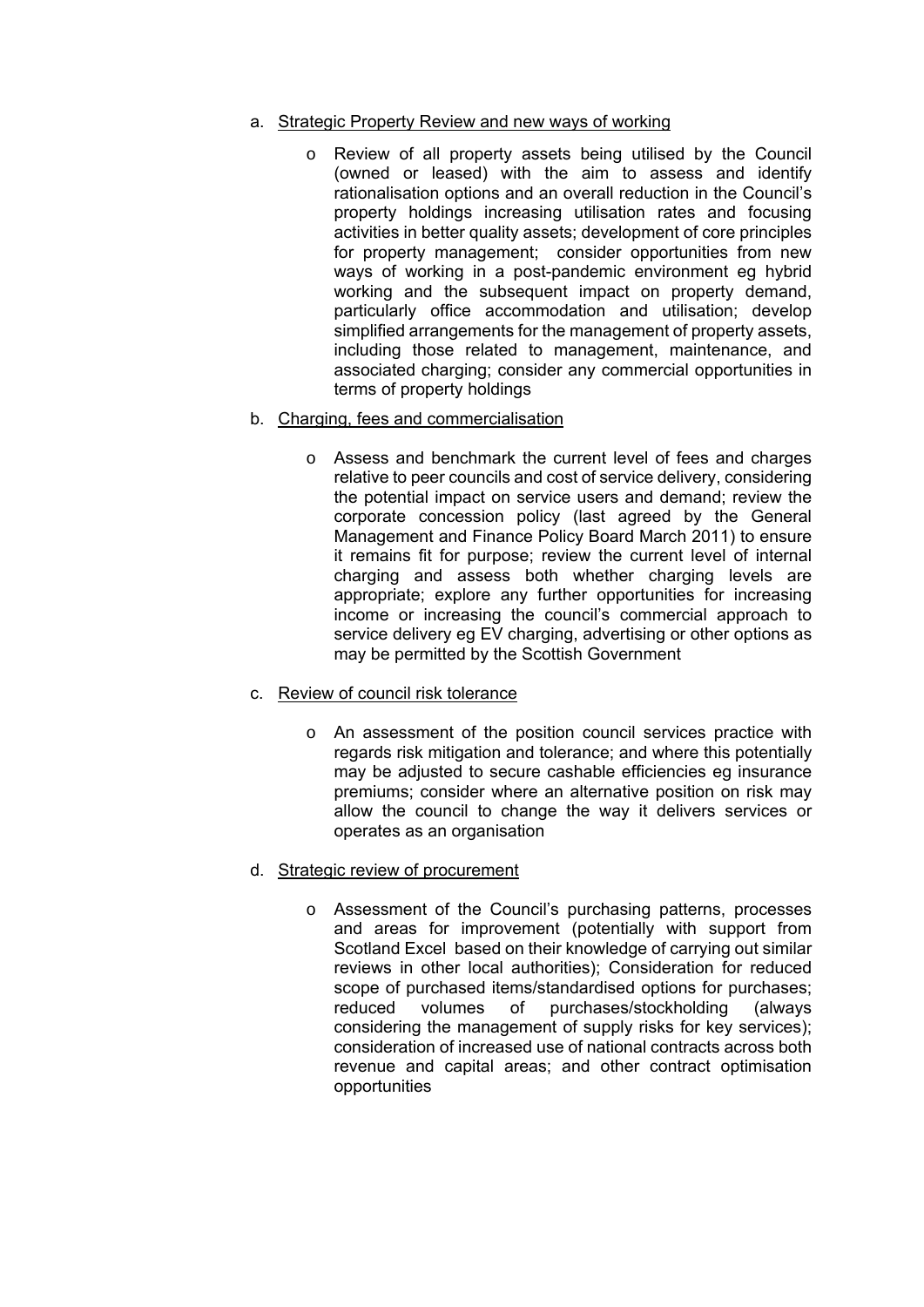a. <u>Strategic Property Review and new ways of working</u>

   - Review of all property assets being utilised by the Council (owned or leased) with the aim to assess and identify rationalisation options and an overall reduction in the Council's property holdings increasing utilisation rates and focusing activities in better quality assets; development of core principles for property management; consider opportunities from new ways of working in a post-pandemic environment eg hybrid working and the subsequent impact on property demand, particularly office accommodation and utilisation; develop simplified arrangements for the management of property assets, including those related to management, maintenance, and associated charging; consider any commercial opportunities in terms of property holdings

b. <u>Charging, fees and commercialisation</u>

   - Assess and benchmark the current level of fees and charges relative to peer councils and cost of service delivery, considering the potential impact on service users and demand; review the corporate concession policy (last agreed by the General Management and Finance Policy Board March 2011) to ensure it remains fit for purpose; review the current level of internal charging and assess both whether charging levels are appropriate; explore any further opportunities for increasing income or increasing the council's commercial approach to service delivery eg EV charging, advertising or other options as may be permitted by the Scottish Government

c. <u>Review of council risk tolerance</u>

   - An assessment of the position council services practice with regards risk mitigation and tolerance; and where this potentially may be adjusted to secure cashable efficiencies eg insurance premiums; consider where an alternative position on risk may allow the council to change the way it delivers services or operates as an organisation

d. <u>Strategic review of procurement</u>

   - Assessment of the Council's purchasing patterns, processes and areas for improvement (potentially with support from Scotland Excel based on their knowledge of carrying out similar reviews in other local authorities); Consideration for reduced scope of purchased items/standardised options for purchases; reduced volumes of purchases/stockholding (always considering the management of supply risks for key services); consideration of increased use of national contracts across both revenue and capital areas; and other contract optimisation opportunities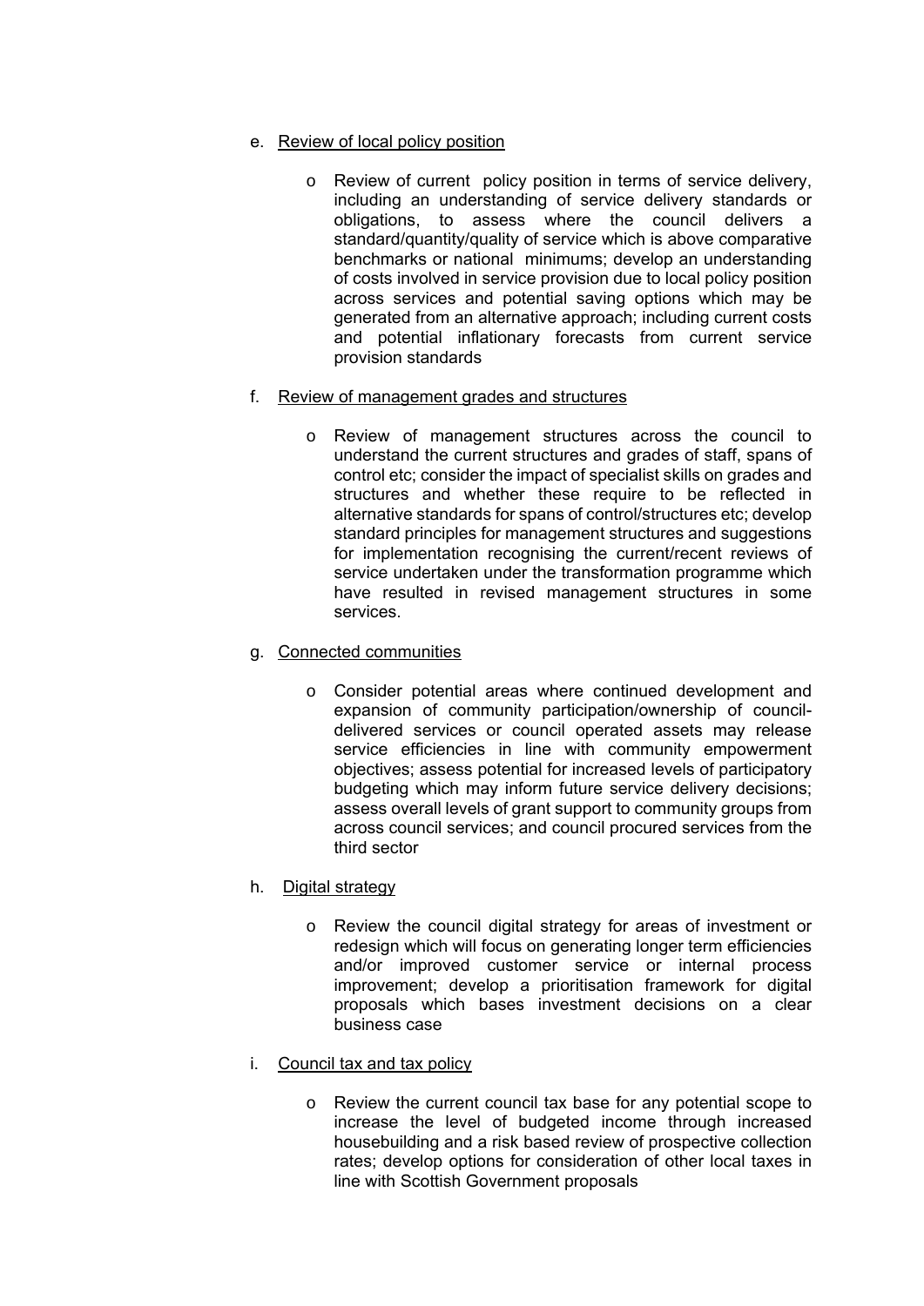e. <u>Review of local policy position</u>

    - Review of current policy position in terms of service delivery, including an understanding of service delivery standards or obligations, to assess where the council delivers a standard/quantity/quality of service which is above comparative benchmarks or national minimums; develop an understanding of costs involved in service provision due to local policy position across services and potential saving options which may be generated from an alternative approach; including current costs and potential inflationary forecasts from current service provision standards

f. <u>Review of management grades and structures</u>

    - Review of management structures across the council to understand the current structures and grades of staff, spans of control etc; consider the impact of specialist skills on grades and structures and whether these require to be reflected in alternative standards for spans of control/structures etc; develop standard principles for management structures and suggestions for implementation recognising the current/recent reviews of service undertaken under the transformation programme which have resulted in revised management structures in some services.

g. <u>Connected communities</u>

    - Consider potential areas where continued development and expansion of community participation/ownership of council-delivered services or council operated assets may release service efficiencies in line with community empowerment objectives; assess potential for increased levels of participatory budgeting which may inform future service delivery decisions; assess overall levels of grant support to community groups from across council services; and council procured services from the third sector

h. <u>Digital strategy</u>

    - Review the council digital strategy for areas of investment or redesign which will focus on generating longer term efficiencies and/or improved customer service or internal process improvement; develop a prioritisation framework for digital proposals which bases investment decisions on a clear business case

i. <u>Council tax and tax policy</u>

    - Review the current council tax base for any potential scope to increase the level of budgeted income through increased housebuilding and a risk based review of prospective collection rates; develop options for consideration of other local taxes in line with Scottish Government proposals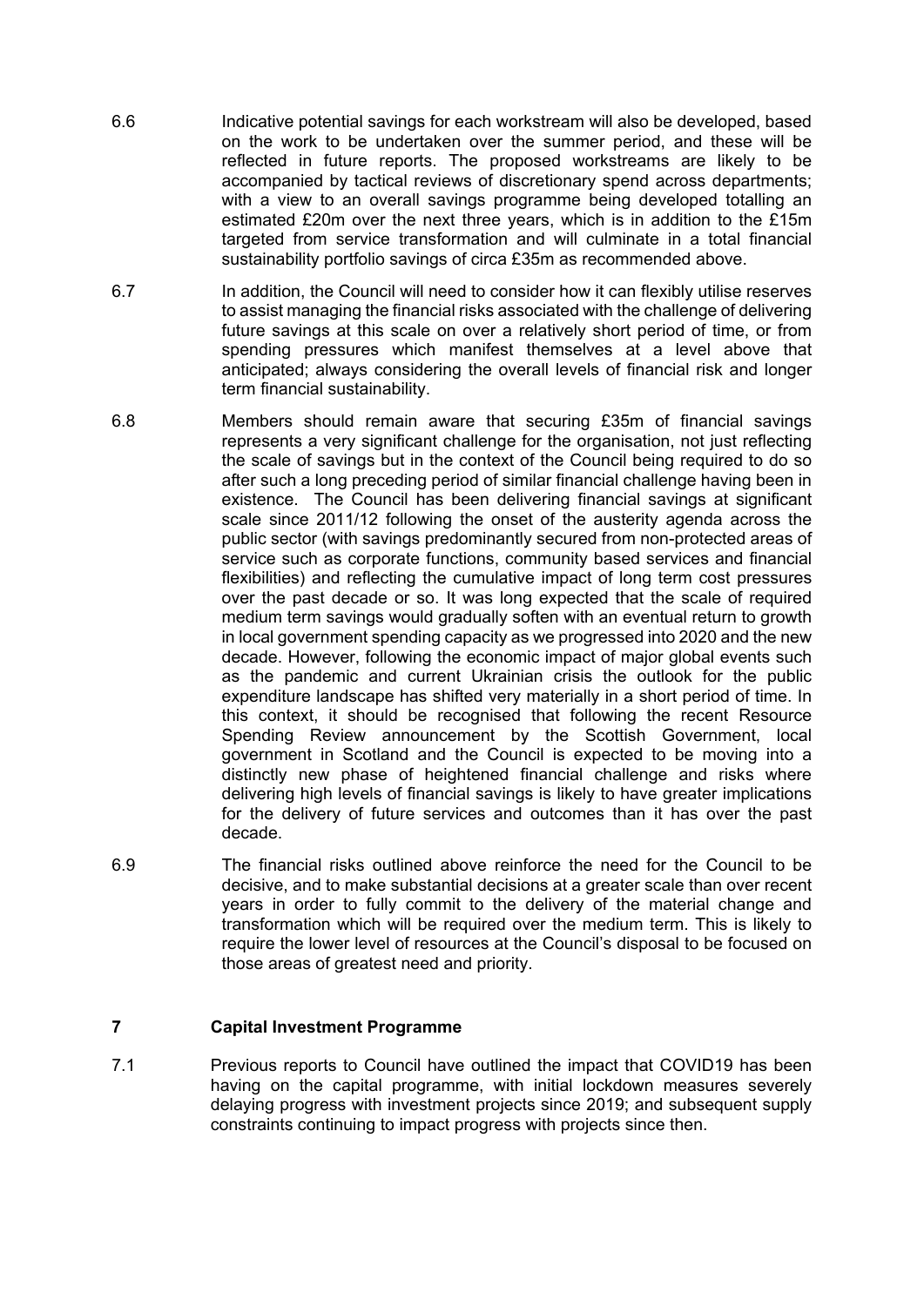6.6 Indicative potential savings for each workstream will also be developed, based on the work to be undertaken over the summer period, and these will be reflected in future reports. The proposed workstreams are likely to be accompanied by tactical reviews of discretionary spend across departments; with a view to an overall savings programme being developed totalling an estimated £20m over the next three years, which is in addition to the £15m targeted from service transformation and will culminate in a total financial sustainability portfolio savings of circa £35m as recommended above.

6.7 In addition, the Council will need to consider how it can flexibly utilise reserves to assist managing the financial risks associated with the challenge of delivering future savings at this scale on over a relatively short period of time, or from spending pressures which manifest themselves at a level above that anticipated; always considering the overall levels of financial risk and longer term financial sustainability.

6.8 Members should remain aware that securing £35m of financial savings represents a very significant challenge for the organisation, not just reflecting the scale of savings but in the context of the Council being required to do so after such a long preceding period of similar financial challenge having been in existence. The Council has been delivering financial savings at significant scale since 2011/12 following the onset of the austerity agenda across the public sector (with savings predominantly secured from non-protected areas of service such as corporate functions, community based services and financial flexibilities) and reflecting the cumulative impact of long term cost pressures over the past decade or so. It was long expected that the scale of required medium term savings would gradually soften with an eventual return to growth in local government spending capacity as we progressed into 2020 and the new decade. However, following the economic impact of major global events such as the pandemic and current Ukrainian crisis the outlook for the public expenditure landscape has shifted very materially in a short period of time. In this context, it should be recognised that following the recent Resource Spending Review announcement by the Scottish Government, local government in Scotland and the Council is expected to be moving into a distinctly new phase of heightened financial challenge and risks where delivering high levels of financial savings is likely to have greater implications for the delivery of future services and outcomes than it has over the past decade.

6.9 The financial risks outlined above reinforce the need for the Council to be decisive, and to make substantial decisions at a greater scale than over recent years in order to fully commit to the delivery of the material change and transformation which will be required over the medium term. This is likely to require the lower level of resources at the Council's disposal to be focused on those areas of greatest need and priority.

## 7 Capital Investment Programme

7.1 Previous reports to Council have outlined the impact that COVID19 has been having on the capital programme, with initial lockdown measures severely delaying progress with investment projects since 2019; and subsequent supply constraints continuing to impact progress with projects since then.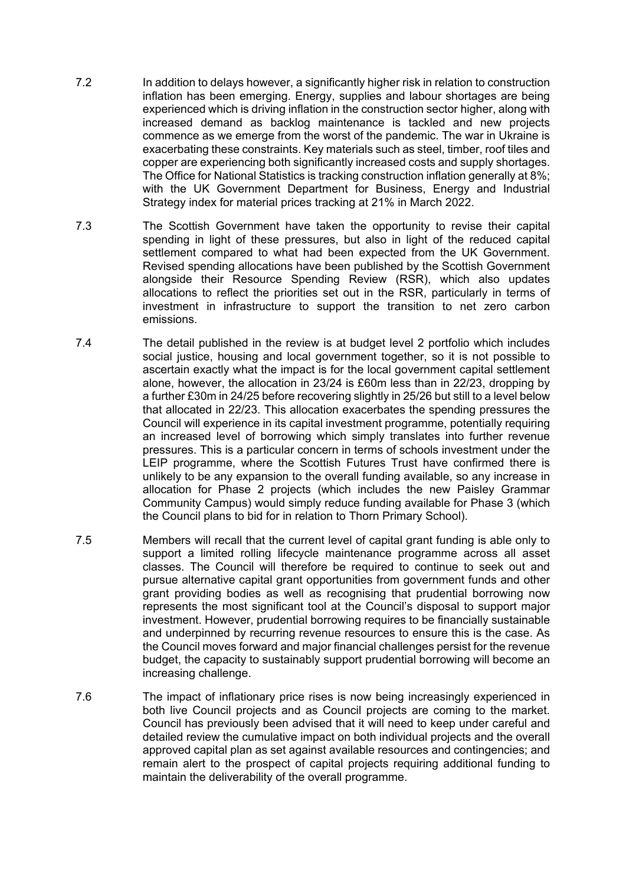7.2 In addition to delays however, a significantly higher risk in relation to construction inflation has been emerging. Energy, supplies and labour shortages are being experienced which is driving inflation in the construction sector higher, along with increased demand as backlog maintenance is tackled and new projects commence as we emerge from the worst of the pandemic. The war in Ukraine is exacerbating these constraints. Key materials such as steel, timber, roof tiles and copper are experiencing both significantly increased costs and supply shortages. The Office for National Statistics is tracking construction inflation generally at 8%; with the UK Government Department for Business, Energy and Industrial Strategy index for material prices tracking at 21% in March 2022.

7.3 The Scottish Government have taken the opportunity to revise their capital spending in light of these pressures, but also in light of the reduced capital settlement compared to what had been expected from the UK Government. Revised spending allocations have been published by the Scottish Government alongside their Resource Spending Review (RSR), which also updates allocations to reflect the priorities set out in the RSR, particularly in terms of investment in infrastructure to support the transition to net zero carbon emissions.

7.4 The detail published in the review is at budget level 2 portfolio which includes social justice, housing and local government together, so it is not possible to ascertain exactly what the impact is for the local government capital settlement alone, however, the allocation in 23/24 is £60m less than in 22/23, dropping by a further £30m in 24/25 before recovering slightly in 25/26 but still to a level below that allocated in 22/23. This allocation exacerbates the spending pressures the Council will experience in its capital investment programme, potentially requiring an increased level of borrowing which simply translates into further revenue pressures. This is a particular concern in terms of schools investment under the LEIP programme, where the Scottish Futures Trust have confirmed there is unlikely to be any expansion to the overall funding available, so any increase in allocation for Phase 2 projects (which includes the new Paisley Grammar Community Campus) would simply reduce funding available for Phase 3 (which the Council plans to bid for in relation to Thorn Primary School).

7.5 Members will recall that the current level of capital grant funding is able only to support a limited rolling lifecycle maintenance programme across all asset classes. The Council will therefore be required to continue to seek out and pursue alternative capital grant opportunities from government funds and other grant providing bodies as well as recognising that prudential borrowing now represents the most significant tool at the Council's disposal to support major investment. However, prudential borrowing requires to be financially sustainable and underpinned by recurring revenue resources to ensure this is the case. As the Council moves forward and major financial challenges persist for the revenue budget, the capacity to sustainably support prudential borrowing will become an increasing challenge.

7.6 The impact of inflationary price rises is now being increasingly experienced in both live Council projects and as Council projects are coming to the market. Council has previously been advised that it will need to keep under careful and detailed review the cumulative impact on both individual projects and the overall approved capital plan as set against available resources and contingencies; and remain alert to the prospect of capital projects requiring additional funding to maintain the deliverability of the overall programme.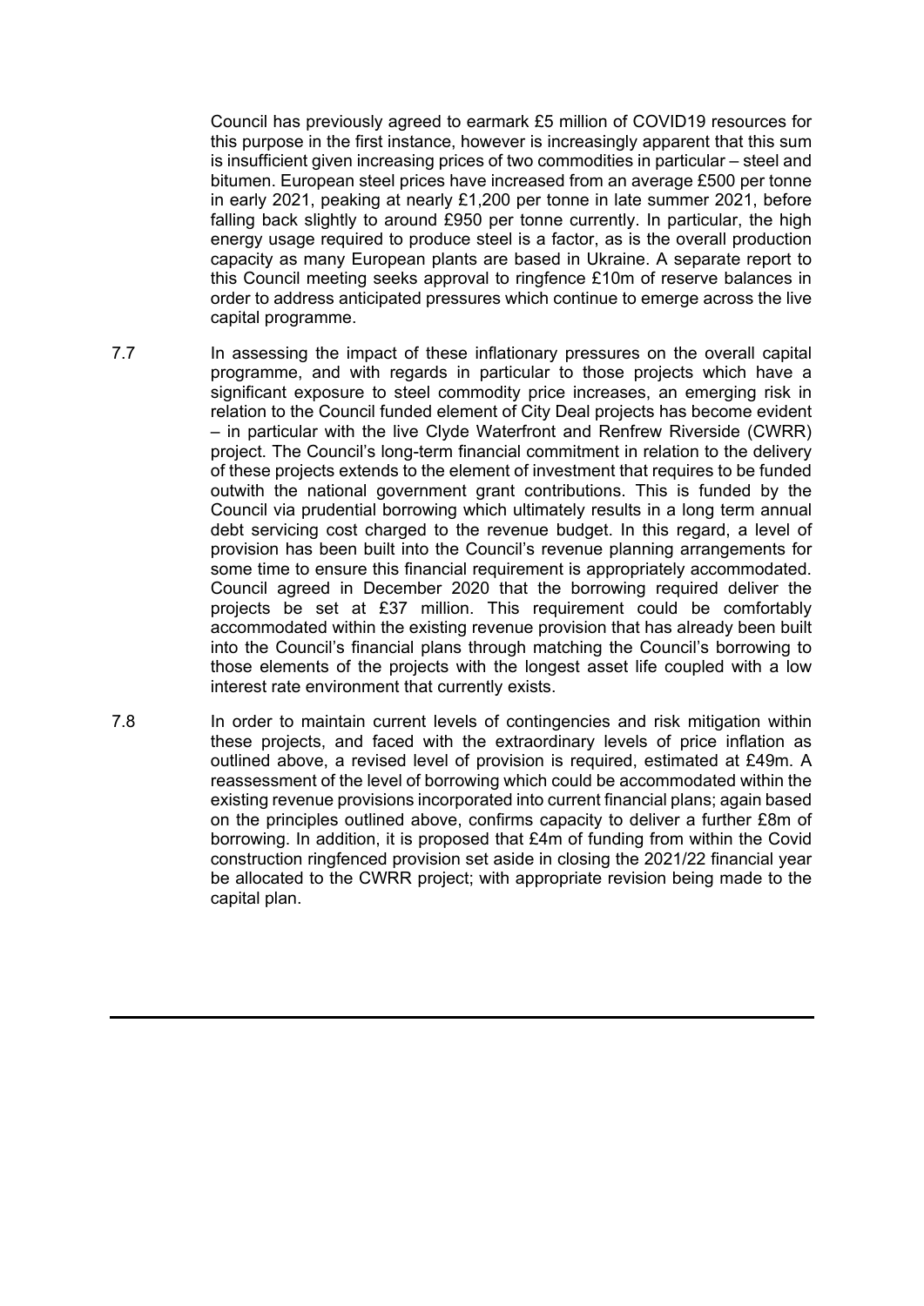Council has previously agreed to earmark £5 million of COVID19 resources for this purpose in the first instance, however is increasingly apparent that this sum is insufficient given increasing prices of two commodities in particular – steel and bitumen. European steel prices have increased from an average £500 per tonne in early 2021, peaking at nearly £1,200 per tonne in late summer 2021, before falling back slightly to around £950 per tonne currently. In particular, the high energy usage required to produce steel is a factor, as is the overall production capacity as many European plants are based in Ukraine. A separate report to this Council meeting seeks approval to ringfence £10m of reserve balances in order to address anticipated pressures which continue to emerge across the live capital programme.

7.7 In assessing the impact of these inflationary pressures on the overall capital programme, and with regards in particular to those projects which have a significant exposure to steel commodity price increases, an emerging risk in relation to the Council funded element of City Deal projects has become evident – in particular with the live Clyde Waterfront and Renfrew Riverside (CWRR) project. The Council's long-term financial commitment in relation to the delivery of these projects extends to the element of investment that requires to be funded outwith the national government grant contributions. This is funded by the Council via prudential borrowing which ultimately results in a long term annual debt servicing cost charged to the revenue budget. In this regard, a level of provision has been built into the Council's revenue planning arrangements for some time to ensure this financial requirement is appropriately accommodated. Council agreed in December 2020 that the borrowing required deliver the projects be set at £37 million. This requirement could be comfortably accommodated within the existing revenue provision that has already been built into the Council's financial plans through matching the Council's borrowing to those elements of the projects with the longest asset life coupled with a low interest rate environment that currently exists.

7.8 In order to maintain current levels of contingencies and risk mitigation within these projects, and faced with the extraordinary levels of price inflation as outlined above, a revised level of provision is required, estimated at £49m. A reassessment of the level of borrowing which could be accommodated within the existing revenue provisions incorporated into current financial plans; again based on the principles outlined above, confirms capacity to deliver a further £8m of borrowing. In addition, it is proposed that £4m of funding from within the Covid construction ringfenced provision set aside in closing the 2021/22 financial year be allocated to the CWRR project; with appropriate revision being made to the capital plan.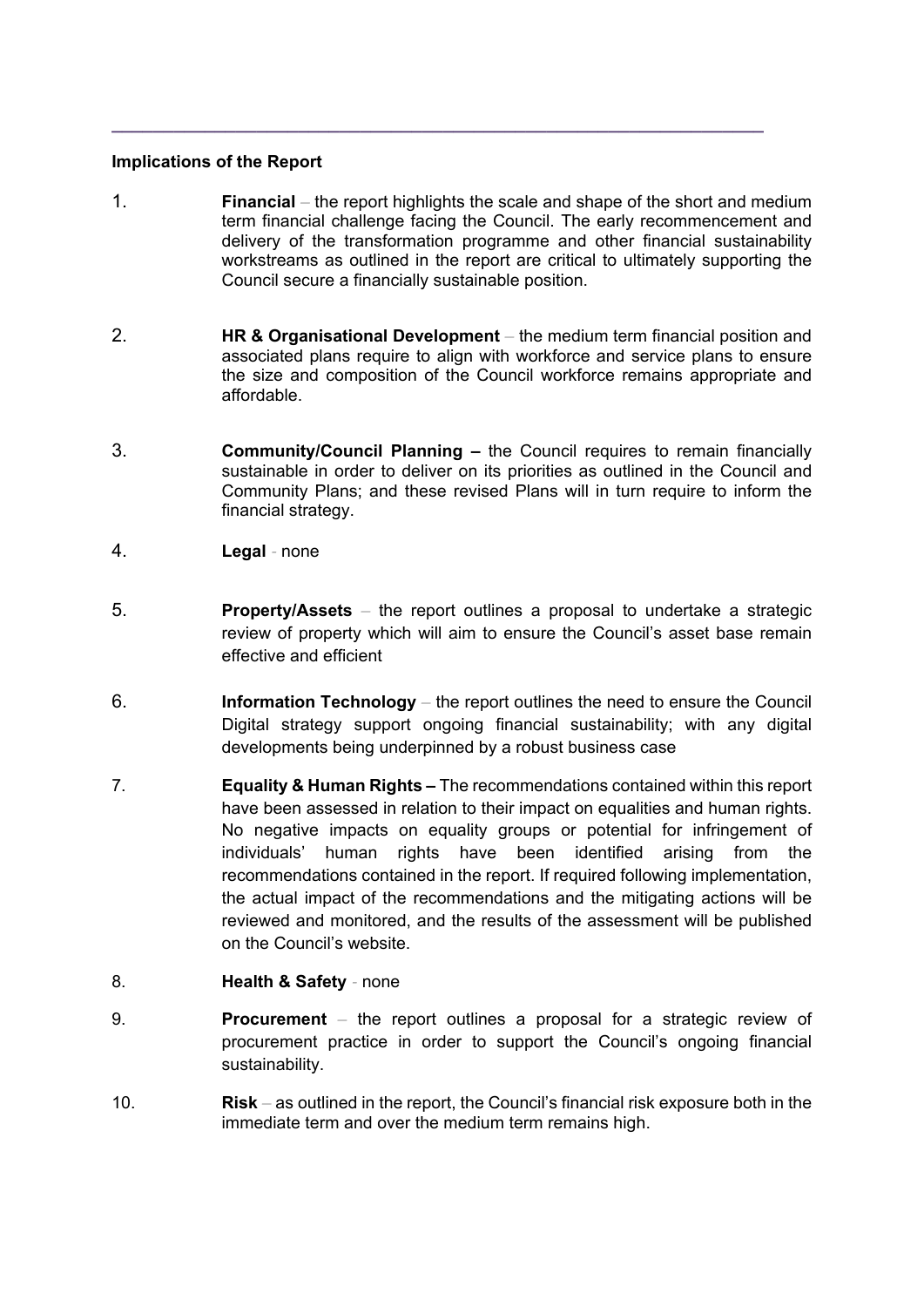---

**Implications of the Report**

1. **Financial** – the report highlights the scale and shape of the short and medium term financial challenge facing the Council. The early recommencement and delivery of the transformation programme and other financial sustainability workstreams as outlined in the report are critical to ultimately supporting the Council secure a financially sustainable position.

2. **HR & Organisational Development** – the medium term financial position and associated plans require to align with workforce and service plans to ensure the size and composition of the Council workforce remains appropriate and affordable.

3. **Community/Council Planning –** the Council requires to remain financially sustainable in order to deliver on its priorities as outlined in the Council and Community Plans; and these revised Plans will in turn require to inform the financial strategy.

4. **Legal** - none

5. **Property/Assets** – the report outlines a proposal to undertake a strategic review of property which will aim to ensure the Council's asset base remain effective and efficient

6. **Information Technology** – the report outlines the need to ensure the Council Digital strategy support ongoing financial sustainability; with any digital developments being underpinned by a robust business case

7. **Equality & Human Rights –** The recommendations contained within this report have been assessed in relation to their impact on equalities and human rights. No negative impacts on equality groups or potential for infringement of individuals' human rights have been identified arising from the recommendations contained in the report. If required following implementation, the actual impact of the recommendations and the mitigating actions will be reviewed and monitored, and the results of the assessment will be published on the Council's website.

8. **Health & Safety** - none

9. **Procurement** – the report outlines a proposal for a strategic review of procurement practice in order to support the Council's ongoing financial sustainability.

10. **Risk** – as outlined in the report, the Council's financial risk exposure both in the immediate term and over the medium term remains high.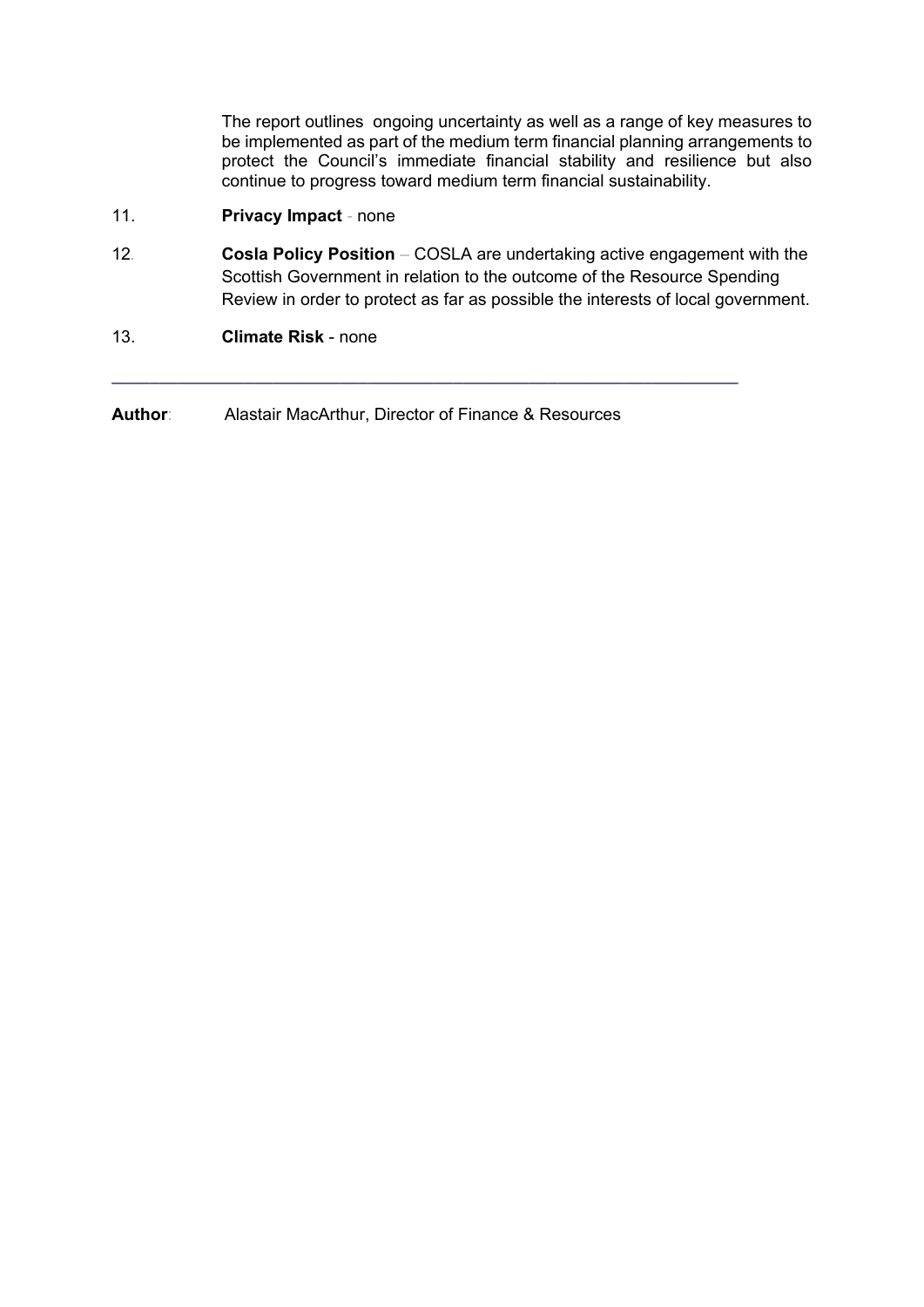The report outlines ongoing uncertainty as well as a range of key measures to be implemented as part of the medium term financial planning arrangements to protect the Council's immediate financial stability and resilience but also continue to progress toward medium term financial sustainability.

11. **Privacy Impact** - none

12. **Cosla Policy Position** – COSLA are undertaking active engagement with the Scottish Government in relation to the outcome of the Resource Spending Review in order to protect as far as possible the interests of local government.

13. **Climate Risk** - none

---

**Author**: Alastair MacArthur, Director of Finance & Resources